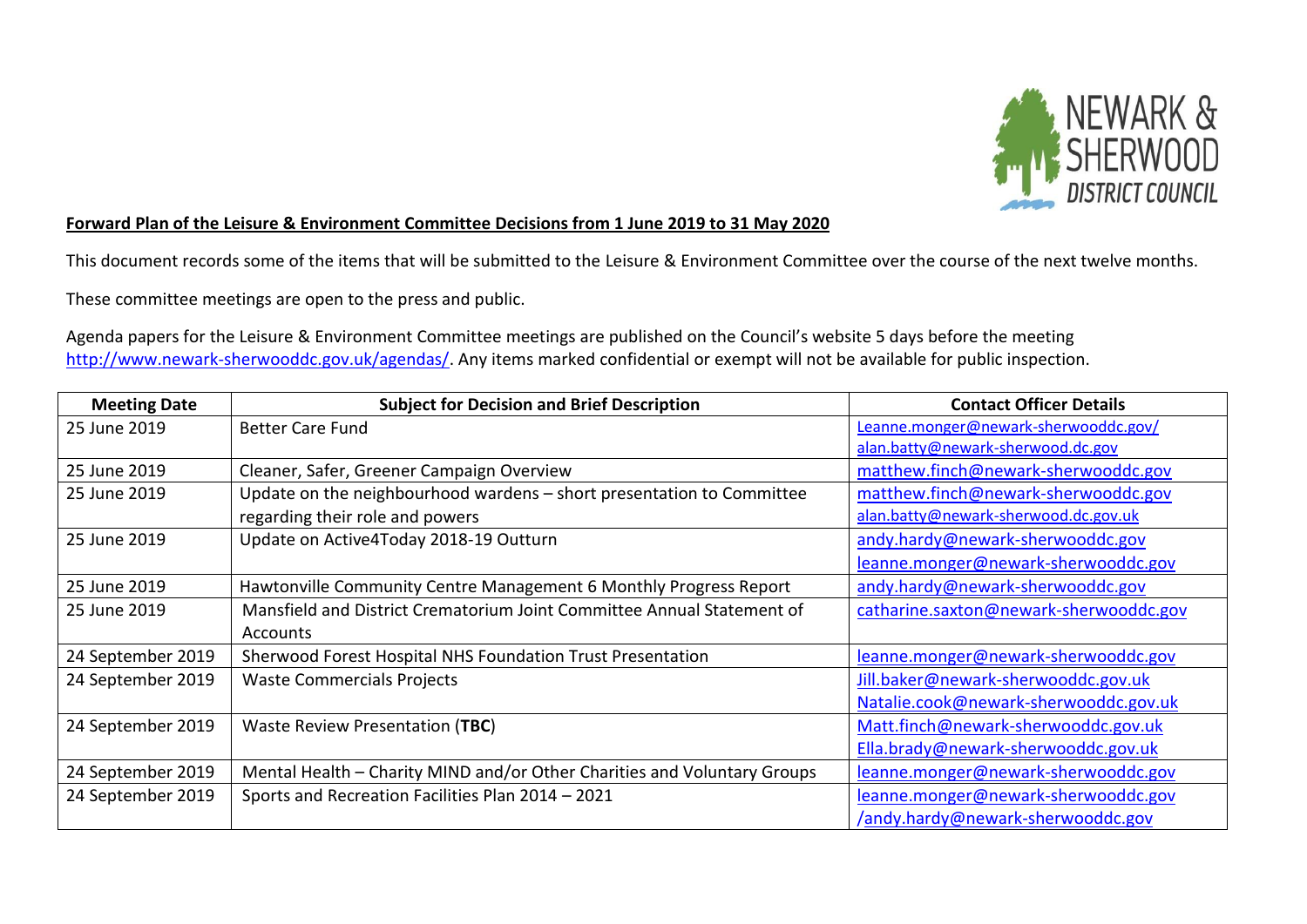NEWARK & SHERWOOD DISTRICT COUNCIL

**Forward Plan of the Leisure & Environment Committee Decisions from 1 June 2019 to 31 May 2020**

This document records some of the items that will be submitted to the Leisure & Environment Committee over the course of the next twelve months.

These committee meetings are open to the press and public.

Agenda papers for the Leisure & Environment Committee meetings are published on the Council's website 5 days before the meeting http://www.newark-sherwooddc.gov.uk/agendas/. Any items marked confidential or exempt will not be available for public inspection.

| Meeting Date | Subject for Decision and Brief Description | Contact Officer Details |
|---|---|---|
| 25 June 2019 | Better Care Fund | Leanne.monger@newark-sherwooddc.gov/ alan.batty@newark-sherwood.dc.gov |
| 25 June 2019 | Cleaner, Safer, Greener Campaign Overview | matthew.finch@newark-sherwooddc.gov |
| 25 June 2019 | Update on the neighbourhood wardens – short presentation to Committee regarding their role and powers | matthew.finch@newark-sherwooddc.gov alan.batty@newark-sherwood.dc.gov.uk |
| 25 June 2019 | Update on Active4Today 2018-19 Outturn | andy.hardy@newark-sherwooddc.gov leanne.monger@newark-sherwooddc.gov |
| 25 June 2019 | Hawtonville Community Centre Management 6 Monthly Progress Report | andy.hardy@newark-sherwooddc.gov |
| 25 June 2019 | Mansfield and District Crematorium Joint Committee Annual Statement of Accounts | catharine.saxton@newark-sherwooddc.gov |
| 24 September 2019 | Sherwood Forest Hospital NHS Foundation Trust Presentation | leanne.monger@newark-sherwooddc.gov |
| 24 September 2019 | Waste Commercials Projects | Jill.baker@newark-sherwooddc.gov.uk Natalie.cook@newark-sherwooddc.gov.uk |
| 24 September 2019 | Waste Review Presentation (**TBC**) | Matt.finch@newark-sherwooddc.gov.uk Ella.brady@newark-sherwooddc.gov.uk |
| 24 September 2019 | Mental Health – Charity MIND and/or Other Charities and Voluntary Groups | leanne.monger@newark-sherwooddc.gov |
| 24 September 2019 | Sports and Recreation Facilities Plan 2014 – 2021 | leanne.monger@newark-sherwooddc.gov /andy.hardy@newark-sherwooddc.gov |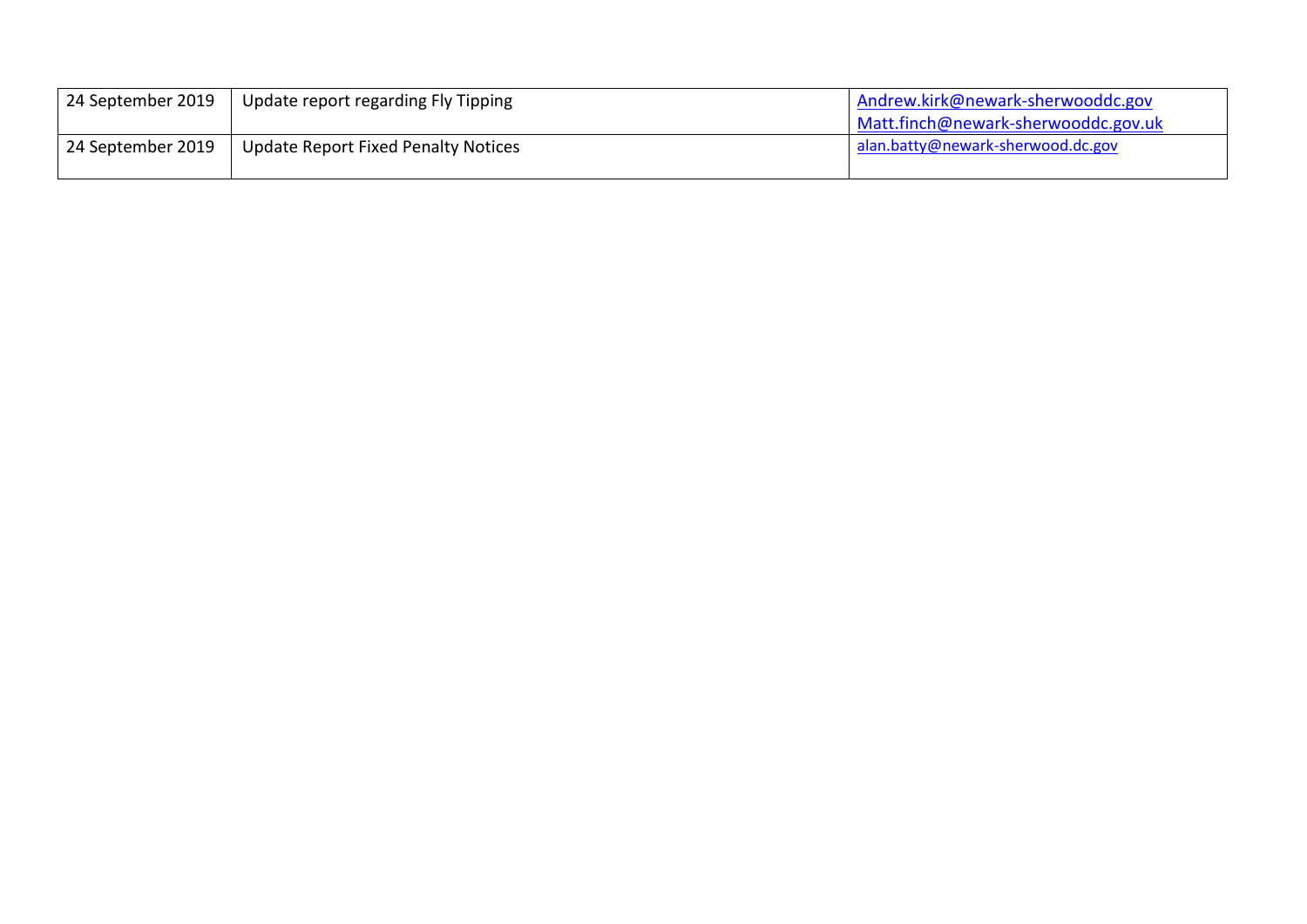| | | |
|---|---|---|
| 24 September 2019 | Update report regarding Fly Tipping | Andrew.kirk@newark-sherwooddc.gov<br>Matt.finch@newark-sherwooddc.gov.uk |
| 24 September 2019 | Update Report Fixed Penalty Notices | alan.batty@newark-sherwood.dc.gov |